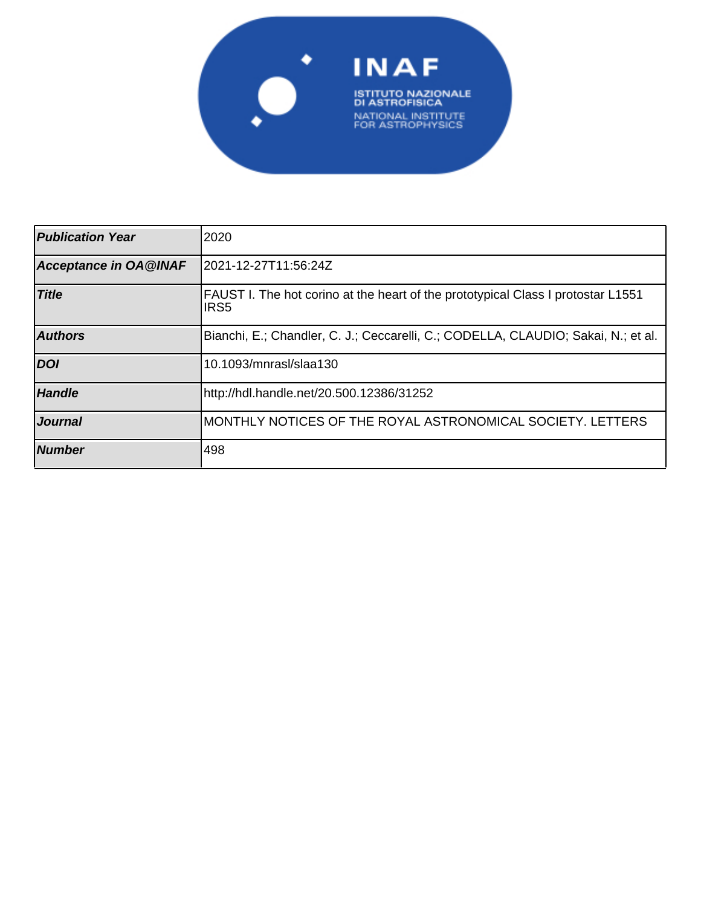| Publication Year | 2020 |
|---|---|
| Acceptance in OA@INAF | 2021-12-27T11:56:24Z |
| Title | FAUST I. The hot corino at the heart of the prototypical Class I protostar L1551 IRS5 |
| Authors | Bianchi, E.; Chandler, C. J.; Ceccarelli, C.; CODELLA, CLAUDIO; Sakai, N.; et al. |
| DOI | 10.1093/mnrasl/slaa130 |
| Handle | http://hdl.handle.net/20.500.12386/31252 |
| Journal | MONTHLY NOTICES OF THE ROYAL ASTRONOMICAL SOCIETY. LETTERS |
| Number | 498 |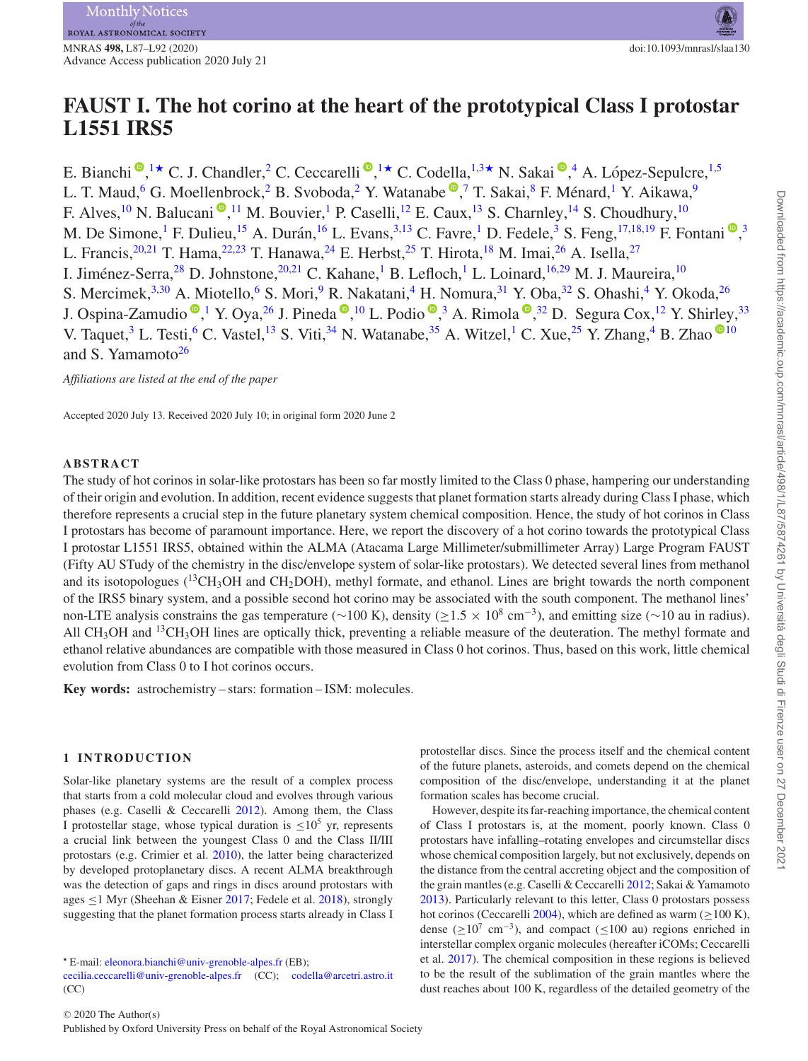# FAUST I. The hot corino at the heart of the prototypical Class I protostar L1551 IRS5

E. Bianchi[1]★ C. J. Chandler,[2] C. Ceccarelli[1]★ C. Codella,[1,3]★ N. Sakai[4] A. López-Sepulcre,[1,5] L. T. Maud,[6] G. Moellenbrock,[2] B. Svoboda,[2] Y. Watanabe[7] T. Sakai,[8] F. Ménard,[1] Y. Aikawa,[9] F. Alves,[10] N. Balucani[11] M. Bouvier,[1] P. Caselli,[12] E. Caux,[13] S. Charnley,[14] S. Choudhury,[10] M. De Simone,[1] F. Dulieu,[15] A. Durán,[16] L. Evans,[3,13] C. Favre,[1] D. Fedele,[3] S. Feng,[17,18,19] F. Fontani[3] L. Francis,[20,21] T. Hama,[22,23] T. Hanawa,[24] E. Herbst,[25] T. Hirota,[18] M. Imai,[26] A. Isella,[27] I. Jiménez-Serra,[28] D. Johnstone,[20,21] C. Kahane,[1] B. Lefloch,[1] L. Loinard,[16,29] M. J. Maureira,[10] S. Mercimek,[3,30] A. Miotello,[6] S. Mori,[9] R. Nakatani,[4] H. Nomura,[31] Y. Oba,[32] S. Ohashi,[4] Y. Okoda,[26] J. Ospina-Zamudio[1] Y. Oya,[26] J. Pineda[10] L. Podio[3] A. Rimola[32] D. Segura Cox,[12] Y. Shirley,[33] V. Taquet,[3] L. Testi,[6] C. Vastel,[13] S. Viti,[34] N. Watanabe,[35] A. Witzel,[1] C. Xue,[25] Y. Zhang,[4] B. Zhao[10] and S. Yamamoto[26]

*Affiliations are listed at the end of the paper*

Accepted 2020 July 13. Received 2020 July 10; in original form 2020 June 2

## ABSTRACT

The study of hot corinos in solar-like protostars has been so far mostly limited to the Class 0 phase, hampering our understanding of their origin and evolution. In addition, recent evidence suggests that planet formation starts already during Class I phase, which therefore represents a crucial step in the future planetary system chemical composition. Hence, the study of hot corinos in Class I protostars has become of paramount importance. Here, we report the discovery of a hot corino towards the prototypical Class I protostar L1551 IRS5, obtained within the ALMA (Atacama Large Millimeter/submillimeter Array) Large Program FAUST (Fifty AU STudy of the chemistry in the disc/envelope system of solar-like protostars). We detected several lines from methanol and its isotopologues ($^{13}CH_3OH$ and $CH_2DOH$), methyl formate, and ethanol. Lines are bright towards the north component of the IRS5 binary system, and a possible second hot corino may be associated with the south component. The methanol lines' non-LTE analysis constrains the gas temperature (~100 K), density ($\geq 1.5 \times 10^8$ cm$^{-3}$), and emitting size (~10 au in radius). All $CH_3OH$ and $^{13}CH_3OH$ lines are optically thick, preventing a reliable measure of the deuteration. The methyl formate and ethanol relative abundances are compatible with those measured in Class 0 hot corinos. Thus, based on this work, little chemical evolution from Class 0 to I hot corinos occurs.

**Key words:** astrochemistry – stars: formation – ISM: molecules.

## 1 INTRODUCTION

Solar-like planetary systems are the result of a complex process that starts from a cold molecular cloud and evolves through various phases (e.g. Caselli & Ceccarelli 2012). Among them, the Class I protostellar stage, whose typical duration is $\leq 10^5$ yr, represents a crucial link between the youngest Class 0 and the Class II/III protostars (e.g. Crimier et al. 2010), the latter being characterized by developed protoplanetary discs. A recent ALMA breakthrough was the detection of gaps and rings in discs around protostars with ages $\leq$1 Myr (Sheehan & Eisner 2017; Fedele et al. 2018), strongly suggesting that the planet formation process starts already in Class I protostellar discs. Since the process itself and the chemical content of the future planets, asteroids, and comets depend on the chemical composition of the disc/envelope, understanding it at the planet formation scales has become crucial.

However, despite its far-reaching importance, the chemical content of Class I protostars is, at the moment, poorly known. Class 0 protostars have infalling–rotating envelopes and circumstellar discs whose chemical composition largely, but not exclusively, depends on the distance from the central accreting object and the composition of the grain mantles (e.g. Caselli & Ceccarelli 2012; Sakai & Yamamoto 2013). Particularly relevant to this letter, Class 0 protostars possess hot corinos (Ceccarelli 2004), which are defined as warm ($\geq$100 K), dense ($\geq 10^7$ cm$^{-3}$), and compact ($\leq$100 au) regions enriched in interstellar complex organic molecules (hereafter iCOMs; Ceccarelli et al. 2017). The chemical composition in these regions is believed to be the result of the sublimation of the grain mantles where the dust reaches about 100 K, regardless of the detailed geometry of the

★ E-mail: eleonora.bianchi@univ-grenoble-alpes.fr (EB); cecilia.ceccarelli@univ-grenoble-alpes.fr (CC); codella@arcetri.astro.it (CC)

© 2020 The Author(s)
Published by Oxford University Press on behalf of the Royal Astronomical Society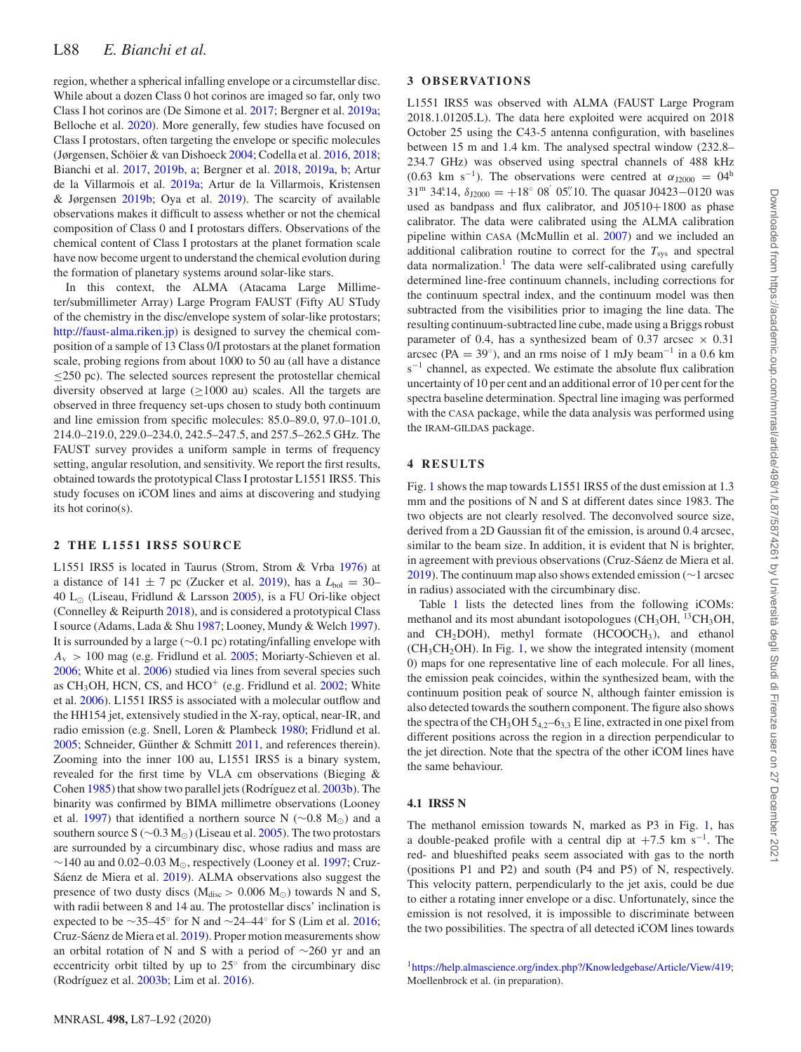region, whether a spherical infalling envelope or a circumstellar disc. While about a dozen Class 0 hot corinos are imaged so far, only two Class I hot corinos are (De Simone et al. 2017; Bergner et al. 2019a; Belloche et al. 2020). More generally, few studies have focused on Class I protostars, often targeting the envelope or specific molecules (Jørgensen, Schöier & van Dishoeck 2004; Codella et al. 2016, 2018; Bianchi et al. 2017, 2019b, a; Bergner et al. 2018, 2019a, b; Artur de la Villarmois et al. 2019a; Artur de la Villarmois, Kristensen & Jørgensen 2019b; Oya et al. 2019). The scarcity of available observations makes it difficult to assess whether or not the chemical composition of Class 0 and I protostars differs. Observations of the chemical content of Class I protostars at the planet formation scale have now become urgent to understand the chemical evolution during the formation of planetary systems around solar-like stars.

In this context, the ALMA (Atacama Large Millimeter/submillimeter Array) Large Program FAUST (Fifty AU STudy of the chemistry in the disc/envelope system of solar-like protostars; http://faust-alma.riken.jp) is designed to survey the chemical composition of a sample of 13 Class 0/I protostars at the planet formation scale, probing regions from about 1000 to 50 au (all have a distance ≤250 pc). The selected sources represent the protostellar chemical diversity observed at large (≥1000 au) scales. All the targets are observed in three frequency set-ups chosen to study both continuum and line emission from specific molecules: 85.0–89.0, 97.0–101.0, 214.0–219.0, 229.0–234.0, 242.5–247.5, and 257.5–262.5 GHz. The FAUST survey provides a uniform sample in terms of frequency setting, angular resolution, and sensitivity. We report the first results, obtained towards the prototypical Class I protostar L1551 IRS5. This study focuses on iCOM lines and aims at discovering and studying its hot corino(s).

## 2 THE L1551 IRS5 SOURCE

L1551 IRS5 is located in Taurus (Strom, Strom & Vrba 1976) at a distance of 141 ± 7 pc (Zucker et al. 2019), has a $L_{\rm bol}$ = 30–40 $L_\odot$ (Liseau, Fridlund & Larsson 2005), is a FU Ori-like object (Connelley & Reipurth 2018), and is considered a prototypical Class I source (Adams, Lada & Shu 1987; Looney, Mundy & Welch 1997). It is surrounded by a large (∼0.1 pc) rotating/infalling envelope with $A_{\rm v}$ > 100 mag (e.g. Fridlund et al. 2005; Moriarty-Schieven et al. 2006; White et al. 2006) studied via lines from several species such as $CH_3OH$, HCN, CS, and $HCO^+$ (e.g. Fridlund et al. 2002; White et al. 2006). L1551 IRS5 is associated with a molecular outflow and the HH154 jet, extensively studied in the X-ray, optical, near-IR, and radio emission (e.g. Snell, Loren & Plambeck 1980; Fridlund et al. 2005; Schneider, Günther & Schmitt 2011, and references therein). Zooming into the inner 100 au, L1551 IRS5 is a binary system, revealed for the first time by VLA cm observations (Bieging & Cohen 1985) that show two parallel jets (Rodríguez et al. 2003b). The binarity was confirmed by BIMA millimetre observations (Looney et al. 1997) that identified a northern source N (∼0.8 $M_\odot$) and a southern source S (∼0.3 $M_\odot$) (Liseau et al. 2005). The two protostars are surrounded by a circumbinary disc, whose radius and mass are ∼140 au and 0.02–0.03 $M_\odot$, respectively (Looney et al. 1997; Cruz-Sáenz de Miera et al. 2019). ALMA observations also suggest the presence of two dusty discs ($M_{\rm disc}$ > 0.006 $M_\odot$) towards N and S, with radii between 8 and 14 au. The protostellar discs' inclination is expected to be ∼35–45° for N and ∼24–44° for S (Lim et al. 2016; Cruz-Sáenz de Miera et al. 2019). Proper motion measurements show an orbital rotation of N and S with a period of ∼260 yr and an eccentricity orbit tilted by up to 25° from the circumbinary disc (Rodríguez et al. 2003b; Lim et al. 2016).

## 3 OBSERVATIONS

L1551 IRS5 was observed with ALMA (FAUST Large Program 2018.1.01205.L). The data here exploited were acquired on 2018 October 25 using the C43-5 antenna configuration, with baselines between 15 m and 1.4 km. The analysed spectral window (232.8–234.7 GHz) was observed using spectral channels of 488 kHz (0.63 km s$^{-1}$). The observations were centred at $\alpha_{J2000}$ = 04$^{\rm h}$ 31$^{\rm m}$ 34$^{\rm s}$.14, $\delta_{J2000}$ = +18° 08′ 05″.10. The quasar J0423−0120 was used as bandpass and flux calibrator, and J0510+1800 as phase calibrator. The data were calibrated using the ALMA calibration pipeline within CASA (McMullin et al. 2007) and we included an additional calibration routine to correct for the $T_{\rm sys}$ and spectral data normalization.[1] The data were self-calibrated using carefully determined line-free continuum channels, including corrections for the continuum spectral index, and the continuum model was then subtracted from the visibilities prior to imaging the line data. The resulting continuum-subtracted line cube, made using a Briggs robust parameter of 0.4, has a synthesized beam of 0.37 arcsec × 0.31 arcsec (PA = 39°), and an rms noise of 1 mJy beam$^{-1}$ in a 0.6 km s$^{-1}$ channel, as expected. We estimate the absolute flux calibration uncertainty of 10 per cent and an additional error of 10 per cent for the spectra baseline determination. Spectral line imaging was performed with the CASA package, while the data analysis was performed using the IRAM-GILDAS package.

## 4 RESULTS

Fig. 1 shows the map towards L1551 IRS5 of the dust emission at 1.3 mm and the positions of N and S at different dates since 1983. The two objects are not clearly resolved. The deconvolved source size, derived from a 2D Gaussian fit of the emission, is around 0.4 arcsec, similar to the beam size. In addition, it is evident that N is brighter, in agreement with previous observations (Cruz-Sáenz de Miera et al. 2019). The continuum map also shows extended emission (∼1 arcsec in radius) associated with the circumbinary disc.

Table 1 lists the detected lines from the following iCOMs: methanol and its most abundant isotopologues ($CH_3OH$, $^{13}CH_3OH$, and $CH_2DOH$), methyl formate ($HCOOCH_3$), and ethanol ($CH_3CH_2OH$). In Fig. 1, we show the integrated intensity (moment 0) maps for one representative line of each molecule. For all lines, the emission peak coincides, within the synthesized beam, with the continuum position peak of source N, although fainter emission is also detected towards the southern component. The figure also shows the spectra of the $CH_3OH$ $5_{4,2}$–$6_{3,3}$ E line, extracted in one pixel from different positions across the region in a direction perpendicular to the jet direction. Note that the spectra of the other iCOM lines have the same behaviour.

### 4.1 IRS5 N

The methanol emission towards N, marked as P3 in Fig. 1, has a double-peaked profile with a central dip at +7.5 km s$^{-1}$. The red- and blueshifted peaks seem associated with gas to the north (positions P1 and P2) and south (P4 and P5) of N, respectively. This velocity pattern, perpendicularly to the jet axis, could be due to either a rotating inner envelope or a disc. Unfortunately, since the emission is not resolved, it is impossible to discriminate between the two possibilities. The spectra of all detected iCOM lines towards

[1] https://help.almascience.org/index.php?/Knowledgebase/Article/View/419; Moellenbrock et al. (in preparation).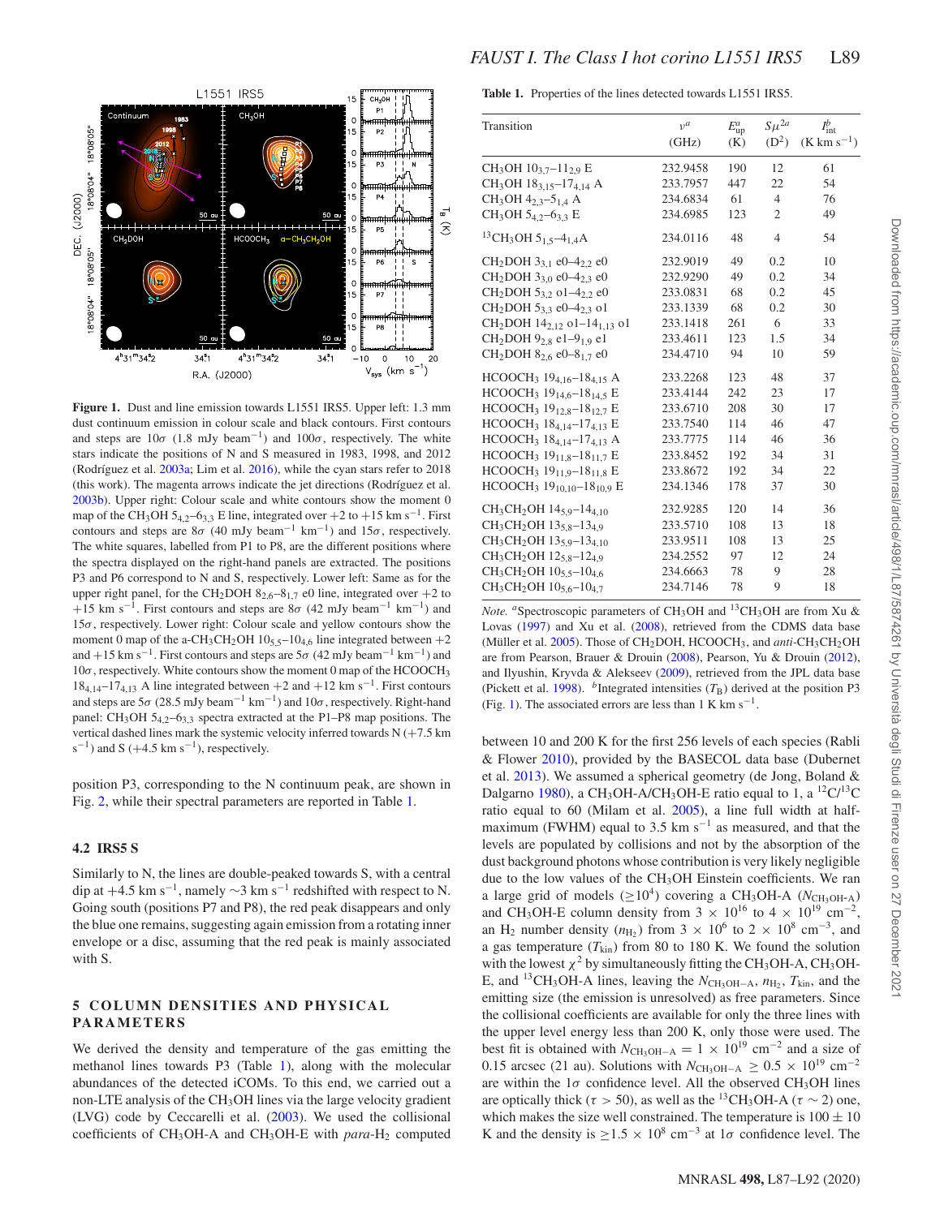**Figure 1.** Dust and line emission towards L1551 IRS5. Upper left: 1.3 mm dust continuum emission in colour scale and black contours. First contours and steps are 10$\sigma$ (1.8 mJy beam$^{-1}$) and 100$\sigma$, respectively. The white stars indicate the positions of N and S measured in 1983, 1998, and 2012 (Rodríguez et al. 2003a; Lim et al. 2016), while the cyan stars refer to 2018 (this work). The magenta arrows indicate the jet directions (Rodríguez et al. 2003b). Upper right: Colour scale and white contours show the moment 0 map of the $CH_3OH$ $5_{4,2}$–$6_{3,3}$ E line, integrated over +2 to +15 km s$^{-1}$. First contours and steps are 8$\sigma$ (40 mJy beam$^{-1}$ km$^{-1}$) and 15$\sigma$, respectively. The white squares, labelled from P1 to P8, are the different positions where the spectra displayed on the right-hand panels are extracted. The positions P3 and P6 correspond to N and S, respectively. Lower left: Same as for the upper right panel, for the $CH_2DOH$ $8_{2,6}$–$8_{1,7}$ e0 line, integrated over +2 to +15 km s$^{-1}$. First contours and steps are 8$\sigma$ (42 mJy beam$^{-1}$ km$^{-1}$) and 15$\sigma$, respectively. Lower right: Colour scale and yellow contours show the moment 0 map of the a-$CH_3CH_2OH$ $10_{5,5}$–$10_{4,6}$ line integrated between +2 and +15 km s$^{-1}$. First contours and steps are 5$\sigma$ (42 mJy beam$^{-1}$ km$^{-1}$) and 10$\sigma$, respectively. White contours show the moment 0 map of the $HCOOCH_3$ $18_{4,14}$–$17_{4,13}$ A line integrated between +2 and +12 km s$^{-1}$. First contours and steps are 5$\sigma$ (28.5 mJy beam$^{-1}$ km$^{-1}$) and 10$\sigma$, respectively. Right-hand panel: $CH_3OH$ $5_{4,2}$–$6_{3,3}$ spectra extracted at the P1–P8 map positions. The vertical dashed lines mark the systemic velocity inferred towards N (+7.5 km s$^{-1}$) and S (+4.5 km s$^{-1}$), respectively.

position P3, corresponding to the N continuum peak, are shown in Fig. 2, while their spectral parameters are reported in Table 1.

### 4.2 IRS5 S

Similarly to N, the lines are double-peaked towards S, with a central dip at +4.5 km s$^{-1}$, namely ~3 km s$^{-1}$ redshifted with respect to N. Going south (positions P7 and P8), the red peak disappears and only the blue one remains, suggesting again emission from a rotating inner envelope or a disc, assuming that the red peak is mainly associated with S.

## 5 COLUMN DENSITIES AND PHYSICAL PARAMETERS

We derived the density and temperature of the gas emitting the methanol lines towards P3 (Table 1), along with the molecular abundances of the detected iCOMs. To this end, we carried out a non-LTE analysis of the $CH_3OH$ lines via the large velocity gradient (LVG) code by Ceccarelli et al. (2003). We used the collisional coefficients of $CH_3OH$-A and $CH_3OH$-E with *para*-$H_2$ computed

**Table 1.** Properties of the lines detected towards L1551 IRS5.

| Transition | $\nu^a$ (GHz) | $E_{up}^a$ (K) | $S\mu^{2a}$ (D$^2$) | $I_{int}^b$ (K km s$^{-1}$) |
|---|---|---|---|---|
| $CH_3OH$ $10_{3,7}$–$11_{2,9}$ E | 232.9458 | 190 | 12 | 61 |
| $CH_3OH$ $18_{3,15}$–$17_{4,14}$ A | 233.7957 | 447 | 22 | 54 |
| $CH_3OH$ $4_{2,3}$–$5_{1,4}$ A | 234.6834 | 61 | 4 | 76 |
| $CH_3OH$ $5_{4,2}$–$6_{3,3}$ E | 234.6985 | 123 | 2 | 49 |
| $^{13}CH_3OH$ $5_{1,5}$–$4_{1,4}$A | 234.0116 | 48 | 4 | 54 |
| $CH_2DOH$ $3_{3,1}$ e0–$4_{2,2}$ e0 | 232.9019 | 49 | 0.2 | 10 |
| $CH_2DOH$ $3_{3,0}$ e0–$4_{2,3}$ e0 | 232.9290 | 49 | 0.2 | 34 |
| $CH_2DOH$ $5_{3,2}$ o1–$4_{2,2}$ e0 | 233.0831 | 68 | 0.2 | 45 |
| $CH_2DOH$ $5_{3,3}$ e0–$4_{2,3}$ o1 | 233.1339 | 68 | 0.2 | 30 |
| $CH_2DOH$ $14_{2,12}$ o1–$14_{1,13}$ o1 | 233.1418 | 261 | 6 | 33 |
| $CH_2DOH$ $9_{2,8}$ e1–$9_{1,9}$ e1 | 233.4611 | 123 | 1.5 | 34 |
| $CH_2DOH$ $8_{2,6}$ e0–$8_{1,7}$ e0 | 234.4710 | 94 | 10 | 59 |
| $HCOOCH_3$ $19_{4,16}$–$18_{4,15}$ A | 233.2268 | 123 | 48 | 37 |
| $HCOOCH_3$ $19_{14,6}$–$18_{14,5}$ E | 233.4144 | 242 | 23 | 17 |
| $HCOOCH_3$ $19_{12,8}$–$18_{12,7}$ E | 233.6710 | 208 | 30 | 17 |
| $HCOOCH_3$ $18_{4,14}$–$17_{4,13}$ E | 233.7540 | 114 | 46 | 47 |
| $HCOOCH_3$ $18_{4,14}$–$17_{4,13}$ A | 233.7775 | 114 | 46 | 36 |
| $HCOOCH_3$ $19_{11,8}$–$18_{11,7}$ E | 233.8452 | 192 | 34 | 31 |
| $HCOOCH_3$ $19_{11,9}$–$18_{11,8}$ E | 233.8672 | 192 | 34 | 22 |
| $HCOOCH_3$ $19_{10,10}$–$18_{10,9}$ E | 234.1346 | 178 | 37 | 30 |
| $CH_3CH_2OH$ $14_{5,9}$–$14_{4,10}$ | 232.9285 | 120 | 14 | 36 |
| $CH_3CH_2OH$ $13_{5,8}$–$13_{4,9}$ | 233.5710 | 108 | 13 | 18 |
| $CH_3CH_2OH$ $13_{5,9}$–$13_{4,10}$ | 233.9511 | 108 | 13 | 25 |
| $CH_3CH_2OH$ $12_{5,8}$–$12_{4,9}$ | 234.2552 | 97 | 12 | 24 |
| $CH_3CH_2OH$ $10_{5,5}$–$10_{4,6}$ | 234.6663 | 78 | 9 | 28 |
| $CH_3CH_2OH$ $10_{5,6}$–$10_{4,7}$ | 234.7146 | 78 | 9 | 18 |

*Note.* [a]Spectroscopic parameters of $CH_3OH$ and $^{13}CH_3OH$ are from Xu & Lovas (1997) and Xu et al. (2008), retrieved from the CDMS data base (Müller et al. 2005). Those of $CH_2DOH$, $HCOOCH_3$, and *anti*-$CH_3CH_2OH$ are from Pearson, Brauer & Drouin (2008), Pearson, Yu & Drouin (2012), and Ilyushin, Kryvda & Alekseev (2009), retrieved from the JPL data base (Pickett et al. 1998). [b]Integrated intensities ($T_B$) derived at the position P3 (Fig. 1). The associated errors are less than 1 K km s$^{-1}$.

between 10 and 200 K for the first 256 levels of each species (Rabli & Flower 2010), provided by the BASECOL data base (Dubernet et al. 2013). We assumed a spherical geometry (de Jong, Boland & Dalgarno 1980), a $CH_3OH$-A/$CH_3OH$-E ratio equal to 1, a $^{12}C/^{13}C$ ratio equal to 60 (Milam et al. 2005), a line full width at half-maximum (FWHM) equal to 3.5 km s$^{-1}$ as measured, and that the levels are populated by collisions and not by the absorption of the dust background photons whose contribution is very likely negligible due to the low values of the $CH_3OH$ Einstein coefficients. We ran a large grid of models ($\geq 10^4$) covering a $CH_3OH$-A ($N_{CH_3OH-A}$) and $CH_3OH$-E column density from $3 \times 10^{16}$ to $4 \times 10^{19}$ cm$^{-2}$, an $H_2$ number density ($n_{H_2}$) from $3 \times 10^6$ to $2 \times 10^8$ cm$^{-3}$, and a gas temperature ($T_{kin}$) from 80 to 180 K. We found the solution with the lowest $\chi^2$ by simultaneously fitting the $CH_3OH$-A, $CH_3OH$-E, and $^{13}CH_3OH$-A lines, leaving the $N_{CH_3OH-A}$, $n_{H_2}$, $T_{kin}$, and the emitting size (the emission is unresolved) as free parameters. Since the collisional coefficients are available for only the three lines with the upper level energy less than 200 K, only those were used. The best fit is obtained with $N_{CH_3OH-A} = 1 \times 10^{19}$ cm$^{-2}$ and a size of 0.15 arcsec (21 au). Solutions with $N_{CH_3OH-A} \geq 0.5 \times 10^{19}$ cm$^{-2}$ are within the 1$\sigma$ confidence level. All the observed $CH_3OH$ lines are optically thick ($\tau > 50$), as well as the $^{13}CH_3OH$-A ($\tau \sim 2$) one, which makes the size well constrained. The temperature is $100 \pm 10$ K and the density is $\geq 1.5 \times 10^8$ cm$^{-3}$ at 1$\sigma$ confidence level. The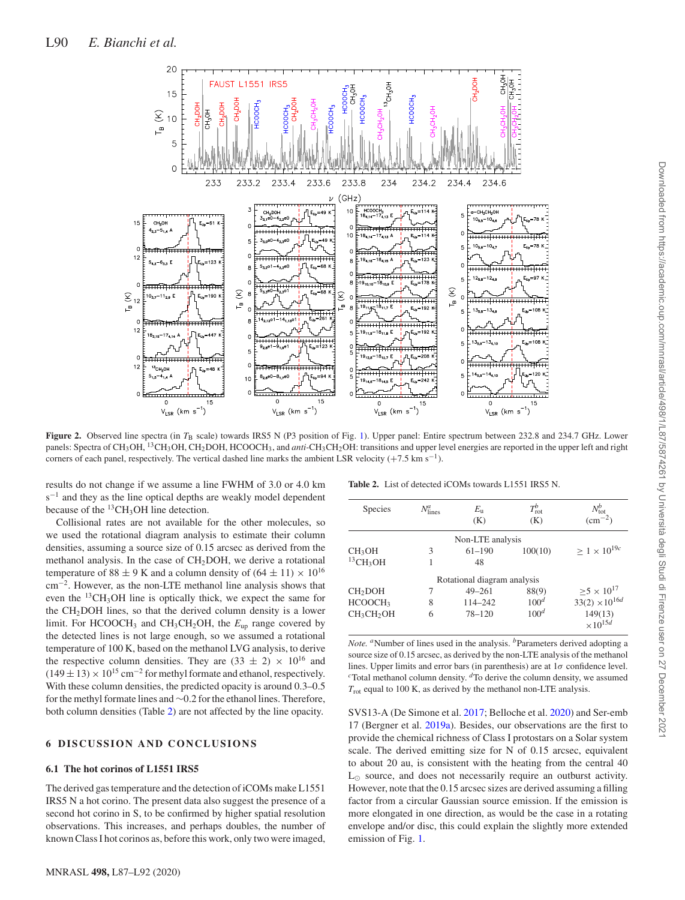Figure 2. Observed line spectra (in $T_B$ scale) towards IRS5 N (P3 position of Fig. 1). Upper panel: Entire spectrum between 232.8 and 234.7 GHz. Lower panels: Spectra of $CH_3OH$, $^{13}CH_3OH$, $CH_2DOH$, $HCOOCH_3$, and *anti*-$CH_3CH_2OH$: transitions and upper level energies are reported in the upper left and right corners of each panel, respectively. The vertical dashed line marks the ambient LSR velocity (+7.5 km $s^{-1}$).

results do not change if we assume a line FWHM of 3.0 or 4.0 km $s^{-1}$ and they as the line optical depths are weakly model dependent because of the $^{13}CH_3OH$ line detection.

Collisional rates are not available for the other molecules, so we used the rotational diagram analysis to estimate their column densities, assuming a source size of 0.15 arcsec as derived from the methanol analysis. In the case of $CH_2DOH$, we derive a rotational temperature of $88 \pm 9$ K and a column density of $(64 \pm 11) \times 10^{16}$ $cm^{-2}$. However, as the non-LTE methanol line analysis shows that even the $^{13}CH_3OH$ line is optically thick, we expect the same for the $CH_2DOH$ lines, so that the derived column density is a lower limit. For $HCOOCH_3$ and $CH_3CH_2OH$, the $E_{up}$ range covered by the detected lines is not large enough, so we assumed a rotational temperature of 100 K, based on the methanol LVG analysis, to derive the respective column densities. They are $(33 \pm 2) \times 10^{16}$ and $(149 \pm 13) \times 10^{15}$ $cm^{-2}$ for methyl formate and ethanol, respectively. With these column densities, the predicted opacity is around 0.3–0.5 for the methyl formate lines and ~0.2 for the ethanol lines. Therefore, both column densities (Table 2) are not affected by the line opacity.

Table 2. List of detected iCOMs towards L1551 IRS5 N.

| Species | $N^a_{lines}$ | $E_u$ (K) | $T^b_{rot}$ (K) | $N^b_{tot}$ ($cm^{-2}$) |
|---|---|---|---|---|
| Non-LTE analysis | | | | |
| $CH_3OH$ | 3 | 61–190 | 100(10) | $\geq 1 \times 10^{19c}$ |
| $^{13}CH_3OH$ | 1 | 48 | | |
| Rotational diagram analysis | | | | |
| $CH_2DOH$ | 7 | 49–261 | 88(9) | $\geq 5 \times 10^{17}$ |
| $HCOOCH_3$ | 8 | 114–242 | $100^d$ | $33(2) \times 10^{16d}$ |
| $CH_3CH_2OH$ | 6 | 78–120 | $100^d$ | $149(13) \times 10^{15d}$ |

*Note.* [a]Number of lines used in the analysis. [b]Parameters derived adopting a source size of 0.15 arcsec, as derived by the non-LTE analysis of the methanol lines. Upper limits and error bars (in parenthesis) are at $1\sigma$ confidence level. [c]Total methanol column density. [d]To derive the column density, we assumed $T_{rot}$ equal to 100 K, as derived by the methanol non-LTE analysis.

## 6 DISCUSSION AND CONCLUSIONS

### 6.1 The hot corinos of L1551 IRS5

The derived gas temperature and the detection of iCOMs make L1551 IRS5 N a hot corino. The present data also suggest the presence of a second hot corino in S, to be confirmed by higher spatial resolution observations. This increases, and perhaps doubles, the number of known Class I hot corinos as, before this work, only two were imaged, SVS13-A (De Simone et al. 2017; Belloche et al. 2020) and Ser-emb 17 (Bergner et al. 2019a). Besides, our observations are the first to provide the chemical richness of Class I protostars on a Solar system scale. The derived emitting size for N of 0.15 arcsec, equivalent to about 20 au, is consistent with the heating from the central 40 $L_\odot$ source, and does not necessarily require an outburst activity. However, note that the 0.15 arcsec sizes are derived assuming a filling factor from a circular Gaussian source emission. If the emission is more elongated in one direction, as would be the case in a rotating envelope and/or disc, this could explain the slightly more extended emission of Fig. 1.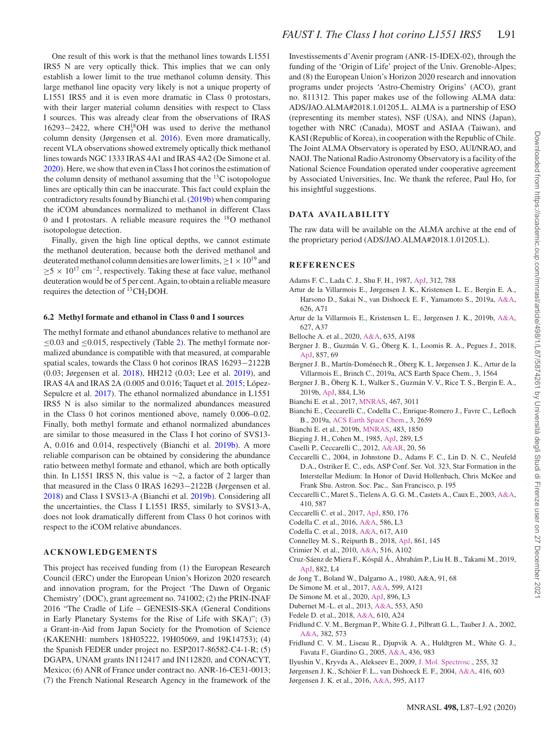One result of this work is that the methanol lines towards L1551 IRS5 N are very optically thick. This implies that we can only establish a lower limit to the true methanol column density. This large methanol line opacity very likely is not a unique property of L1551 IRS5 and it is even more dramatic in Class 0 protostars, with their larger material column densities with respect to Class I sources. This was already clear from the observations of IRAS 16293−2422, where $CH_3^{18}OH$ was used to derive the methanol column density (Jørgensen et al. 2016). Even more dramatically, recent VLA observations showed extremely optically thick methanol lines towards NGC 1333 IRAS 4A1 and IRAS 4A2 (De Simone et al. 2020). Here, we show that even in Class I hot corinos the estimation of the column density of methanol assuming that the $^{13}C$ isotopologue lines are optically thin can be inaccurate. This fact could explain the contradictory results found by Bianchi et al. (2019b) when comparing the iCOM abundances normalized to methanol in different Class 0 and I protostars. A reliable measure requires the $^{18}O$ methanol isotopologue detection.

Finally, given the high line optical depths, we cannot estimate the methanol deuteration, because both the derived methanol and deuterated methanol column densities are lower limits, $\geq 1 \times 10^{19}$ and $\geq 5 \times 10^{17}$ cm$^{-2}$, respectively. Taking these at face value, methanol deuteration would be of 5 per cent. Again, to obtain a reliable measure requires the detection of $^{13}CH_2DOH$.

### 6.2 Methyl formate and ethanol in Class 0 and I sources

The methyl formate and ethanol abundances relative to methanol are $\leq 0.03$ and $\leq 0.015$, respectively (Table 2). The methyl formate normalized abundance is compatible with that measured, at comparable spatial scales, towards the Class 0 hot corinos IRAS 16293−2122B (0.03; Jørgensen et al. 2018), HH212 (0.03; Lee et al. 2019), and IRAS 4A and IRAS 2A (0.005 and 0.016; Taquet et al. 2015; López-Sepulcre et al. 2017). The ethanol normalized abundance in L1551 IRS5 N is also similar to the normalized abundances measured in the Class 0 hot corinos mentioned above, namely 0.006–0.02. Finally, both methyl formate and ethanol normalized abundances are similar to those measured in the Class I hot corino of SVS13-A, 0.016 and 0.014, respectively (Bianchi et al. 2019b). A more reliable comparison can be obtained by considering the abundance ratio between methyl formate and ethanol, which are both optically thin. In L1551 IRS5 N, this value is ∼2, a factor of 2 larger than that measured in the Class 0 IRAS 16293−2122B (Jørgensen et al. 2018) and Class I SVS13-A (Bianchi et al. 2019b). Considering all the uncertainties, the Class I L1551 IRS5, similarly to SVS13-A, does not look dramatically different from Class 0 hot corinos with respect to the iCOM relative abundances.

## ACKNOWLEDGEMENTS

This project has received funding from (1) the European Research Council (ERC) under the European Union's Horizon 2020 research and innovation program, for the Project 'The Dawn of Organic Chemistry' (DOC), grant agreement no. 741002; (2) the PRIN-INAF 2016 "The Cradle of Life – GENESIS-SKA (General Conditions in Early Planetary Systems for the Rise of Life with SKA)"; (3) a Grant-in-Aid from Japan Society for the Promotion of Science (KAKENHI: numbers 18H05222, 19H05069, and 19K14753); (4) the Spanish FEDER under project no. ESP2017-86582-C4-1-R; (5) DGAPA, UNAM grants IN112417 and IN112820, and CONACYT, Mexico; (6) ANR of France under contract no. ANR-16-CE31-0013; (7) the French National Research Agency in the framework of the Investissements d'Avenir program (ANR-15-IDEX-02), through the funding of the 'Origin of Life' project of the Univ. Grenoble-Alpes; and (8) the European Union's Horizon 2020 research and innovation programs under projects 'Astro-Chemistry Origins' (ACO), grant no. 811312. This paper makes use of the following ALMA data: ADS/JAO.ALMA#2018.1.01205.L. ALMA is a partnership of ESO (representing its member states), NSF (USA), and NINS (Japan), together with NRC (Canada), MOST and ASIAA (Taiwan), and KASI (Republic of Korea), in cooperation with the Republic of Chile. The Joint ALMA Observatory is operated by ESO, AUI/NRAO, and NAOJ. The National Radio Astronomy Observatory is a facility of the National Science Foundation operated under cooperative agreement by Associated Universities, Inc. We thank the referee, Paul Ho, for his insightful suggestions.

## DATA AVAILABILITY

The raw data will be available on the ALMA archive at the end of the proprietary period (ADS/JAO.ALMA#2018.1.01205.L).

## REFERENCES

Adams F. C., Lada C. J., Shu F. H., 1987, ApJ, 312, 788
Artur de la Villarmois E., Jørgensen J. K., Kristensen L. E., Bergin E. A., Harsono D., Sakai N., van Dishoeck E. F., Yamamoto S., 2019a, A&A, 626, A71
Artur de la Villarmois E., Kristensen L. E., Jørgensen J. K., 2019b, A&A, 627, A37
Belloche A. et al., 2020, A&A, 635, A198
Bergner J. B., Guzmán V. G., Öberg K. I., Loomis R. A., Pegues J., 2018, ApJ, 857, 69
Bergner J. B., Martín-Doménech R., Öberg K. I., Jørgensen J. K., Artur de la Villarmois E., Brinch C., 2019a, ACS Earth Space Chem., 3, 1564
Bergner J. B., Öberg K. I., Walker S., Guzmán V. V., Rice T. S., Bergin E. A., 2019b, ApJ, 884, L36
Bianchi E. et al., 2017, MNRAS, 467, 3011
Bianchi E., Ceccarelli C., Codella C., Enrique-Romero J., Favre C., Lefloch B., 2019a, ACS Earth Space Chem., 3, 2659
Bianchi E. et al., 2019b, MNRAS, 483, 1850
Bieging J. H., Cohen M., 1985, ApJ, 289, L5
Caselli P., Ceccarelli C., 2012, A&AR, 20, 56
Ceccarelli C., 2004, in Johnstone D., Adams F. C., Lin D. N. C., Neufeld D.A., Ostriker E. C., eds, ASP Conf. Ser. Vol. 323, Star Formation in the Interstellar Medium: In Honor of David Hollenbach, Chris McKee and Frank Shu. Astron. Soc. Pac., San Francisco, p. 195
Ceccarelli C., Maret S., Tielens A. G. G. M., Castets A., Caux E., 2003, A&A, 410, 587
Ceccarelli C. et al., 2017, ApJ, 850, 176
Codella C. et al., 2016, A&A, 586, L3
Codella C. et al., 2018, A&A, 617, A10
Connelley M. S., Reipurth B., 2018, ApJ, 861, 145
Crimier N. et al., 2010, A&A, 516, A102
Cruz-Sáenz de Miera F., Kóspál Á., Ábrahám P., Liu H. B., Takami M., 2019, ApJ, 882, L4
de Jong T., Boland W., Dalgarno A., 1980, A&A, 91, 68
De Simone M. et al., 2017, A&A, 599, A121
De Simone M. et al., 2020, ApJ, 896, L3
Dubernet M.-L. et al., 2013, A&A, 553, A50
Fedele D. et al., 2018, A&A, 610, A24
Fridlund C. V. M., Bergman P., White G. J., Pilbratt G. L., Tauber J. A., 2002, A&A, 382, 573
Fridlund C. V. M., Liseau R., Djupvik A. A., Huldtgren M., White G. J., Favata F., Giardino G., 2005, A&A, 436, 983
Ilyushin V., Kryvda A., Alekseev E., 2009, J. Mol. Spectrosc., 255, 32
Jørgensen J. K., Schöier F. L., van Dishoeck E. F., 2004, A&A, 416, 603
Jørgensen J. K. et al., 2016, A&A, 595, A117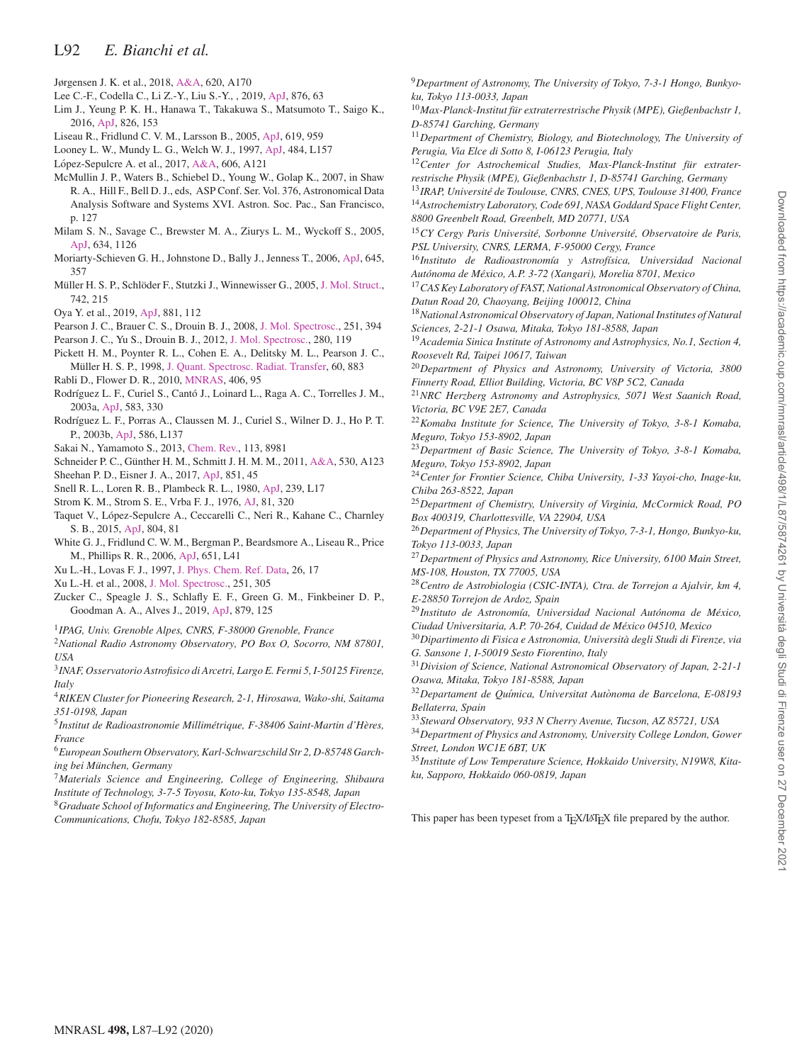Jørgensen J. K. et al., 2018, A&A, 620, A170

Lee C.-F., Codella C., Li Z.-Y., Liu S.-Y., , 2019, ApJ, 876, 63

Lim J., Yeung P. K. H., Hanawa T., Takakuwa S., Matsumoto T., Saigo K., 2016, ApJ, 826, 153

Liseau R., Fridlund C. V. M., Larsson B., 2005, ApJ, 619, 959

Looney L. W., Mundy L. G., Welch W. J., 1997, ApJ, 484, L157

López-Sepulcre A. et al., 2017, A&A, 606, A121

McMullin J. P., Waters B., Schiebel D., Young W., Golap K., 2007, in Shaw R. A., Hill F., Bell D. J., eds, ASP Conf. Ser. Vol. 376, Astronomical Data Analysis Software and Systems XVI. Astron. Soc. Pac., San Francisco, p. 127

Milam S. N., Savage C., Brewster M. A., Ziurys L. M., Wyckoff S., 2005, ApJ, 634, 1126

Moriarty-Schieven G. H., Johnstone D., Bally J., Jenness T., 2006, ApJ, 645, 357

Müller H. S. P., Schlöder F., Stutzki J., Winnewisser G., 2005, J. Mol. Struct., 742, 215

Oya Y. et al., 2019, ApJ, 881, 112

Pearson J. C., Brauer C. S., Drouin B. J., 2008, J. Mol. Spectrosc., 251, 394

Pearson J. C., Yu S., Drouin B. J., 2012, J. Mol. Spectrosc., 280, 119

Pickett H. M., Poynter R. L., Cohen E. A., Delitsky M. L., Pearson J. C., Müller H. S. P., 1998, J. Quant. Spectrosc. Radiat. Transfer, 60, 883

Rabli D., Flower D. R., 2010, MNRAS, 406, 95

Rodríguez L. F., Curiel S., Cantó J., Loinard L., Raga A. C., Torrelles J. M., 2003a, ApJ, 583, 330

Rodríguez L. F., Porras A., Claussen M. J., Curiel S., Wilner D. J., Ho P. T. P., 2003b, ApJ, 586, L137

Sakai N., Yamamoto S., 2013, Chem. Rev., 113, 8981

Schneider P. C., Günther H. M., Schmitt J. H. M. M., 2011, A&A, 530, A123

Sheehan P. D., Eisner J. A., 2017, ApJ, 851, 45

Snell R. L., Loren R. B., Plambeck R. L., 1980, ApJ, 239, L17

Strom K. M., Strom S. E., Vrba F. J., 1976, AJ, 81, 320

Taquet V., López-Sepulcre A., Ceccarelli C., Neri R., Kahane C., Charnley S. B., 2015, ApJ, 804, 81

White G. J., Fridlund C. W. M., Bergman P., Beardsmore A., Liseau R., Price M., Phillips R. R., 2006, ApJ, 651, L41

Xu L.-H., Lovas F. J., 1997, J. Phys. Chem. Ref. Data, 26, 17

Xu L.-H. et al., 2008, J. Mol. Spectrosc., 251, 305

Zucker C., Speagle J. S., Schlafly E. F., Green G. M., Finkbeiner D. P., Goodman A. A., Alves J., 2019, ApJ, 879, 125

[1]*IPAG, Univ. Grenoble Alpes, CNRS, F-38000 Grenoble, France*
[2]*National Radio Astronomy Observatory, PO Box O, Socorro, NM 87801, USA*
[3]*INAF, Osservatorio Astrofisico di Arcetri, Largo E. Fermi 5, I-50125 Firenze, Italy*
[4]*RIKEN Cluster for Pioneering Research, 2-1, Hirosawa, Wako-shi, Saitama 351-0198, Japan*
[5]*Institut de Radioastronomie Millimétrique, F-38406 Saint-Martin d'Hères, France*
[6]*European Southern Observatory, Karl-Schwarzschild Str 2, D-85748 Garching bei München, Germany*
[7]*Materials Science and Engineering, College of Engineering, Shibaura Institute of Technology, 3-7-5 Toyosu, Koto-ku, Tokyo 135-8548, Japan*
[8]*Graduate School of Informatics and Engineering, The University of Electro-Communications, Chofu, Tokyo 182-8585, Japan*
[9]*Department of Astronomy, The University of Tokyo, 7-3-1 Hongo, Bunkyo-ku, Tokyo 113-0033, Japan*
[10]*Max-Planck-Institut für extraterrestrische Physik (MPE), Gießenbachstr 1, D-85741 Garching, Germany*
[11]*Department of Chemistry, Biology, and Biotechnology, The University of Perugia, Via Elce di Sotto 8, I-06123 Perugia, Italy*
[12]*Center for Astrochemical Studies, Max-Planck-Institut für extraterrestrische Physik (MPE), Gießenbachstr 1, D-85741 Garching, Germany*
[13]*IRAP, Université de Toulouse, CNRS, CNES, UPS, Toulouse 31400, France*
[14]*Astrochemistry Laboratory, Code 691, NASA Goddard Space Flight Center, 8800 Greenbelt Road, Greenbelt, MD 20771, USA*
[15]*CY Cergy Paris Université, Sorbonne Université, Observatoire de Paris, PSL University, CNRS, LERMA, F-95000 Cergy, France*
[16]*Instituto de Radioastronomía y Astrofísica, Universidad Nacional Autónoma de México, A.P. 3-72 (Xangari), Morelia 8701, Mexico*
[17]*CAS Key Laboratory of FAST, National Astronomical Observatory of China, Datun Road 20, Chaoyang, Beijing 100012, China*
[18]*National Astronomical Observatory of Japan, National Institutes of Natural Sciences, 2-21-1 Osawa, Mitaka, Tokyo 181-8588, Japan*
[19]*Academia Sinica Institute of Astronomy and Astrophysics, No.1, Section 4, Roosevelt Rd, Taipei 10617, Taiwan*
[20]*Department of Physics and Astronomy, University of Victoria, 3800 Finnerty Road, Elliot Building, Victoria, BC V8P 5C2, Canada*
[21]*NRC Herzberg Astronomy and Astrophysics, 5071 West Saanich Road, Victoria, BC V9E 2E7, Canada*
[22]*Komaba Institute for Science, The University of Tokyo, 3-8-1 Komaba, Meguro, Tokyo 153-8902, Japan*
[23]*Department of Basic Science, The University of Tokyo, 3-8-1 Komaba, Meguro, Tokyo 153-8902, Japan*
[24]*Center for Frontier Science, Chiba University, 1-33 Yayoi-cho, Inage-ku, Chiba 263-8522, Japan*
[25]*Department of Chemistry, University of Virginia, McCormick Road, PO Box 400319, Charlottesville, VA 22904, USA*
[26]*Department of Physics, The University of Tokyo, 7-3-1, Hongo, Bunkyo-ku, Tokyo 113-0033, Japan*
[27]*Department of Physics and Astronomy, Rice University, 6100 Main Street, MS-108, Houston, TX 77005, USA*
[28]*Centro de Astrobiologia (CSIC-INTA), Ctra. de Torrejon a Ajalvir, km 4, E-28850 Torrejon de Ardoz, Spain*
[29]*Instituto de Astronomía, Universidad Nacional Autónoma de México, Ciudad Universitaria, A.P. 70-264, Cuidad de México 04510, Mexico*
[30]*Dipartimento di Fisica e Astronomia, Università degli Studi di Firenze, via G. Sansone 1, I-50019 Sesto Fiorentino, Italy*
[31]*Division of Science, National Astronomical Observatory of Japan, 2-21-1 Osawa, Mitaka, Tokyo 181-8588, Japan*
[32]*Departament de Química, Universitat Autònoma de Barcelona, E-08193 Bellaterra, Spain*
[33]*Steward Observatory, 933 N Cherry Avenue, Tucson, AZ 85721, USA*
[34]*Department of Physics and Astronomy, University College London, Gower Street, London WC1E 6BT, UK*
[35]*Institute of Low Temperature Science, Hokkaido University, N19W8, Kita-ku, Sapporo, Hokkaido 060-0819, Japan*

This paper has been typeset from a TEX/LATEX file prepared by the author.